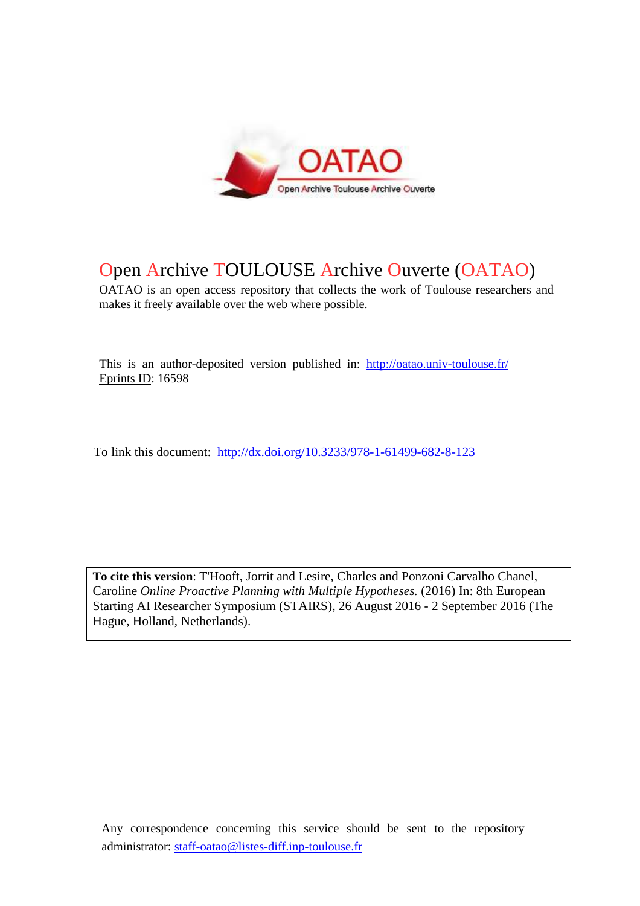# Open Archive TOULOUSE Archive Ouverte (OATAO)

OATAO is an open access repository that collects the work of Toulouse researchers and makes it freely available over the web where possible.

This is an author-deposited version published in: http://oatao.univ-toulouse.fr/
Eprints ID: 16598

To link this document: http://dx.doi.org/10.3233/978-1-61499-682-8-123

**To cite this version**: T'Hooft, Jorrit and Lesire, Charles and Ponzoni Carvalho Chanel, Caroline *Online Proactive Planning with Multiple Hypotheses.* (2016) In: 8th European Starting AI Researcher Symposium (STAIRS), 26 August 2016 - 2 September 2016 (The Hague, Holland, Netherlands).

Any correspondence concerning this service should be sent to the repository administrator: staff-oatao@listes-diff.inp-toulouse.fr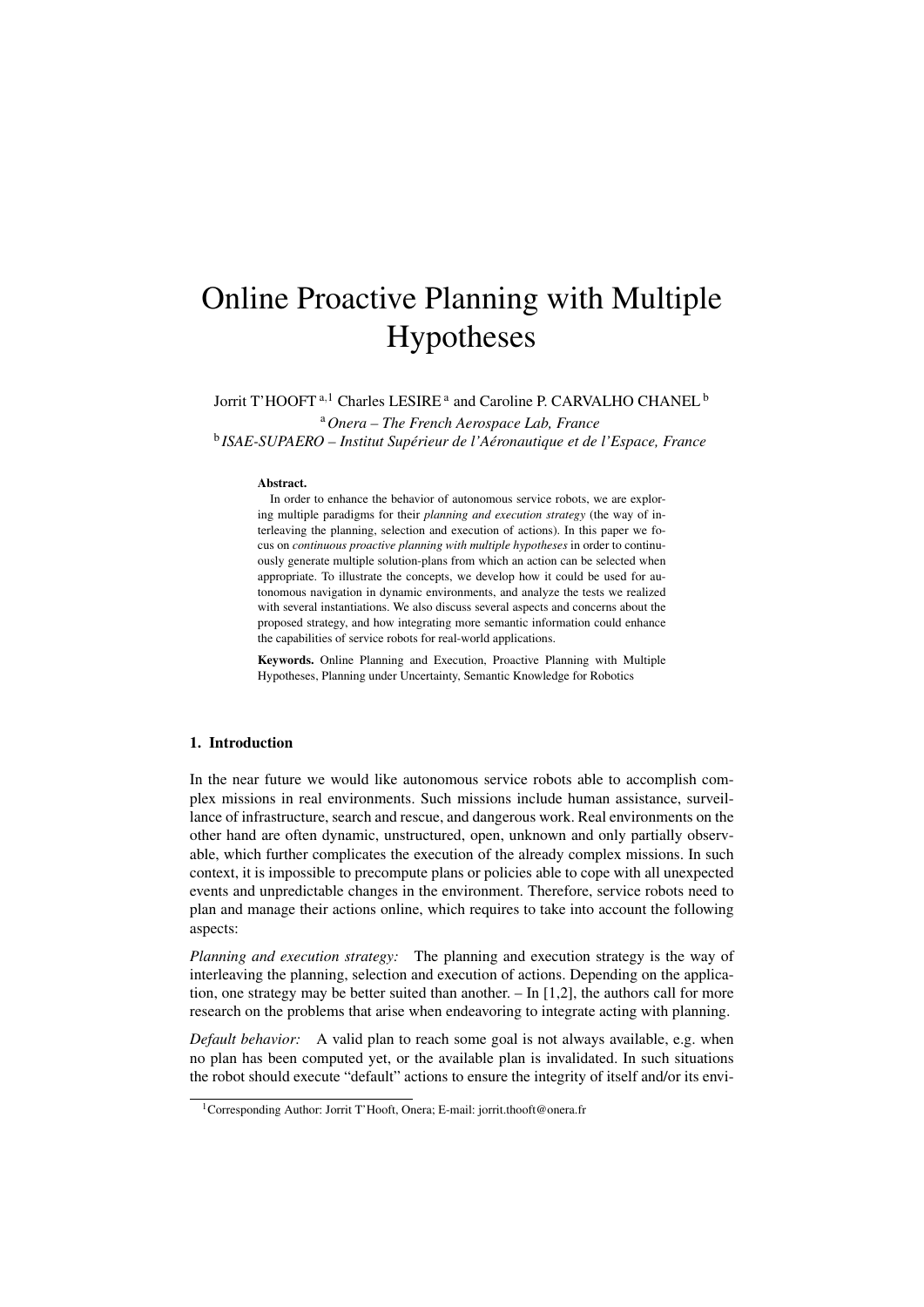# Online Proactive Planning with Multiple Hypotheses

Jorrit T'HOOFT [a,1] Charles LESIRE [a] and Caroline P. CARVALHO CHANEL [b]

[a] *Onera – The French Aerospace Lab, France*

[b] *ISAE-SUPAERO – Institut Supérieur de l'Aéronautique et de l'Espace, France*

**Abstract.**

In order to enhance the behavior of autonomous service robots, we are exploring multiple paradigms for their *planning and execution strategy* (the way of interleaving the planning, selection and execution of actions). In this paper we focus on *continuous proactive planning with multiple hypotheses* in order to continuously generate multiple solution-plans from which an action can be selected when appropriate. To illustrate the concepts, we develop how it could be used for autonomous navigation in dynamic environments, and analyze the tests we realized with several instantiations. We also discuss several aspects and concerns about the proposed strategy, and how integrating more semantic information could enhance the capabilities of service robots for real-world applications.

**Keywords.** Online Planning and Execution, Proactive Planning with Multiple Hypotheses, Planning under Uncertainty, Semantic Knowledge for Robotics

## 1. Introduction

In the near future we would like autonomous service robots able to accomplish complex missions in real environments. Such missions include human assistance, surveillance of infrastructure, search and rescue, and dangerous work. Real environments on the other hand are often dynamic, unstructured, open, unknown and only partially observable, which further complicates the execution of the already complex missions. In such context, it is impossible to precompute plans or policies able to cope with all unexpected events and unpredictable changes in the environment. Therefore, service robots need to plan and manage their actions online, which requires to take into account the following aspects:

*Planning and execution strategy:* The planning and execution strategy is the way of interleaving the planning, selection and execution of actions. Depending on the application, one strategy may be better suited than another. – In [1,2], the authors call for more research on the problems that arise when endeavoring to integrate acting with planning.

*Default behavior:* A valid plan to reach some goal is not always available, e.g. when no plan has been computed yet, or the available plan is invalidated. In such situations the robot should execute "default" actions to ensure the integrity of itself and/or its envi-

[1] Corresponding Author: Jorrit T'Hooft, Onera; E-mail: jorrit.thooft@onera.fr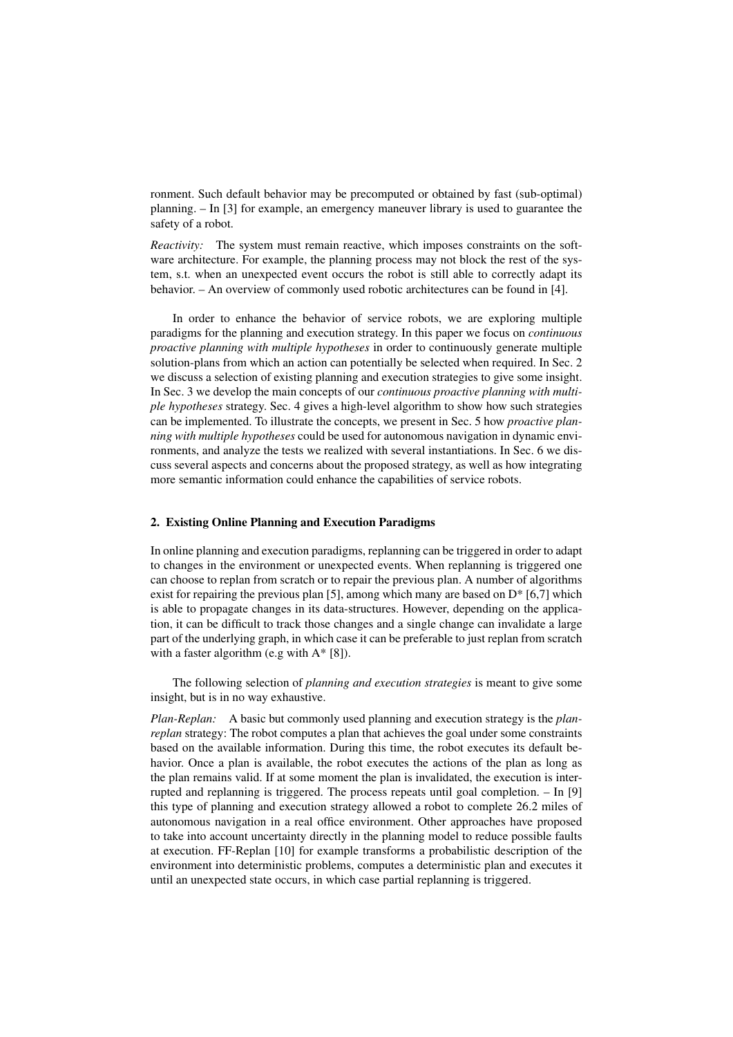ronment. Such default behavior may be precomputed or obtained by fast (sub-optimal) planning. – In [3] for example, an emergency maneuver library is used to guarantee the safety of a robot.

*Reactivity:* The system must remain reactive, which imposes constraints on the software architecture. For example, the planning process may not block the rest of the system, s.t. when an unexpected event occurs the robot is still able to correctly adapt its behavior. – An overview of commonly used robotic architectures can be found in [4].

In order to enhance the behavior of service robots, we are exploring multiple paradigms for the planning and execution strategy. In this paper we focus on *continuous proactive planning with multiple hypotheses* in order to continuously generate multiple solution-plans from which an action can potentially be selected when required. In Sec. 2 we discuss a selection of existing planning and execution strategies to give some insight. In Sec. 3 we develop the main concepts of our *continuous proactive planning with multiple hypotheses* strategy. Sec. 4 gives a high-level algorithm to show how such strategies can be implemented. To illustrate the concepts, we present in Sec. 5 how *proactive planning with multiple hypotheses* could be used for autonomous navigation in dynamic environments, and analyze the tests we realized with several instantiations. In Sec. 6 we discuss several aspects and concerns about the proposed strategy, as well as how integrating more semantic information could enhance the capabilities of service robots.

## 2. Existing Online Planning and Execution Paradigms

In online planning and execution paradigms, replanning can be triggered in order to adapt to changes in the environment or unexpected events. When replanning is triggered one can choose to replan from scratch or to repair the previous plan. A number of algorithms exist for repairing the previous plan [5], among which many are based on D* [6,7] which is able to propagate changes in its data-structures. However, depending on the application, it can be difficult to track those changes and a single change can invalidate a large part of the underlying graph, in which case it can be preferable to just replan from scratch with a faster algorithm (e.g with A* [8]).

The following selection of *planning and execution strategies* is meant to give some insight, but is in no way exhaustive.

*Plan-Replan:* A basic but commonly used planning and execution strategy is the *plan-replan* strategy: The robot computes a plan that achieves the goal under some constraints based on the available information. During this time, the robot executes its default behavior. Once a plan is available, the robot executes the actions of the plan as long as the plan remains valid. If at some moment the plan is invalidated, the execution is interrupted and replanning is triggered. The process repeats until goal completion. – In [9] this type of planning and execution strategy allowed a robot to complete 26.2 miles of autonomous navigation in a real office environment. Other approaches have proposed to take into account uncertainty directly in the planning model to reduce possible faults at execution. FF-Replan [10] for example transforms a probabilistic description of the environment into deterministic problems, computes a deterministic plan and executes it until an unexpected state occurs, in which case partial replanning is triggered.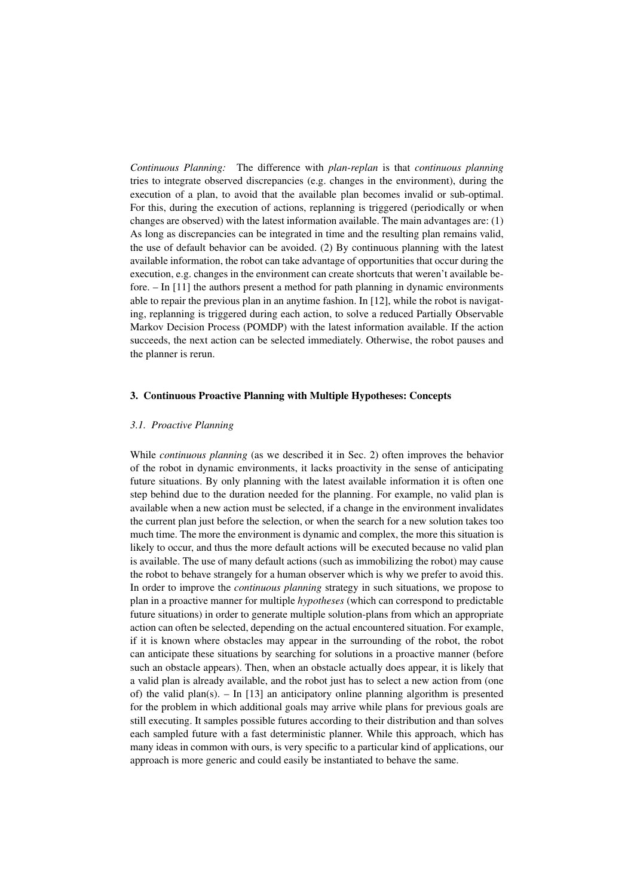*Continuous Planning:* The difference with *plan-replan* is that *continuous planning* tries to integrate observed discrepancies (e.g. changes in the environment), during the execution of a plan, to avoid that the available plan becomes invalid or sub-optimal. For this, during the execution of actions, replanning is triggered (periodically or when changes are observed) with the latest information available. The main advantages are: (1) As long as discrepancies can be integrated in time and the resulting plan remains valid, the use of default behavior can be avoided. (2) By continuous planning with the latest available information, the robot can take advantage of opportunities that occur during the execution, e.g. changes in the environment can create shortcuts that weren't available before. – In [11] the authors present a method for path planning in dynamic environments able to repair the previous plan in an anytime fashion. In [12], while the robot is navigating, replanning is triggered during each action, to solve a reduced Partially Observable Markov Decision Process (POMDP) with the latest information available. If the action succeeds, the next action can be selected immediately. Otherwise, the robot pauses and the planner is rerun.

## 3. Continuous Proactive Planning with Multiple Hypotheses: Concepts

### *3.1. Proactive Planning*

While *continuous planning* (as we described it in Sec. 2) often improves the behavior of the robot in dynamic environments, it lacks proactivity in the sense of anticipating future situations. By only planning with the latest available information it is often one step behind due to the duration needed for the planning. For example, no valid plan is available when a new action must be selected, if a change in the environment invalidates the current plan just before the selection, or when the search for a new solution takes too much time. The more the environment is dynamic and complex, the more this situation is likely to occur, and thus the more default actions will be executed because no valid plan is available. The use of many default actions (such as immobilizing the robot) may cause the robot to behave strangely for a human observer which is why we prefer to avoid this. In order to improve the *continuous planning* strategy in such situations, we propose to plan in a proactive manner for multiple *hypotheses* (which can correspond to predictable future situations) in order to generate multiple solution-plans from which an appropriate action can often be selected, depending on the actual encountered situation. For example, if it is known where obstacles may appear in the surrounding of the robot, the robot can anticipate these situations by searching for solutions in a proactive manner (before such an obstacle appears). Then, when an obstacle actually does appear, it is likely that a valid plan is already available, and the robot just has to select a new action from (one of) the valid plan(s). – In [13] an anticipatory online planning algorithm is presented for the problem in which additional goals may arrive while plans for previous goals are still executing. It samples possible futures according to their distribution and than solves each sampled future with a fast deterministic planner. While this approach, which has many ideas in common with ours, is very specific to a particular kind of applications, our approach is more generic and could easily be instantiated to behave the same.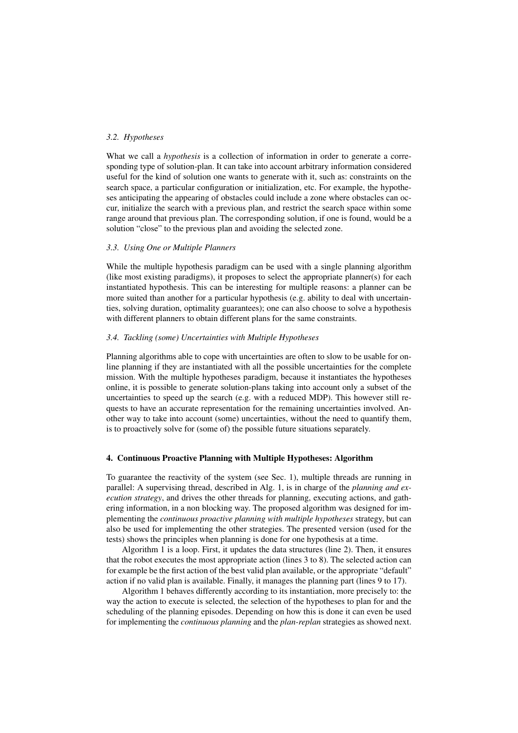### *3.2. Hypotheses*

What we call a *hypothesis* is a collection of information in order to generate a corresponding type of solution-plan. It can take into account arbitrary information considered useful for the kind of solution one wants to generate with it, such as: constraints on the search space, a particular configuration or initialization, etc. For example, the hypotheses anticipating the appearing of obstacles could include a zone where obstacles can occur, initialize the search with a previous plan, and restrict the search space within some range around that previous plan. The corresponding solution, if one is found, would be a solution "close" to the previous plan and avoiding the selected zone.

### *3.3. Using One or Multiple Planners*

While the multiple hypothesis paradigm can be used with a single planning algorithm (like most existing paradigms), it proposes to select the appropriate planner(s) for each instantiated hypothesis. This can be interesting for multiple reasons: a planner can be more suited than another for a particular hypothesis (e.g. ability to deal with uncertainties, solving duration, optimality guarantees); one can also choose to solve a hypothesis with different planners to obtain different plans for the same constraints.

### *3.4. Tackling (some) Uncertainties with Multiple Hypotheses*

Planning algorithms able to cope with uncertainties are often to slow to be usable for online planning if they are instantiated with all the possible uncertainties for the complete mission. With the multiple hypotheses paradigm, because it instantiates the hypotheses online, it is possible to generate solution-plans taking into account only a subset of the uncertainties to speed up the search (e.g. with a reduced MDP). This however still requests to have an accurate representation for the remaining uncertainties involved. Another way to take into account (some) uncertainties, without the need to quantify them, is to proactively solve for (some of) the possible future situations separately.

## 4. Continuous Proactive Planning with Multiple Hypotheses: Algorithm

To guarantee the reactivity of the system (see Sec. 1), multiple threads are running in parallel: A supervising thread, described in Alg. 1, is in charge of the *planning and execution strategy*, and drives the other threads for planning, executing actions, and gathering information, in a non blocking way. The proposed algorithm was designed for implementing the *continuous proactive planning with multiple hypotheses* strategy, but can also be used for implementing the other strategies. The presented version (used for the tests) shows the principles when planning is done for one hypothesis at a time.

Algorithm 1 is a loop. First, it updates the data structures (line 2). Then, it ensures that the robot executes the most appropriate action (lines 3 to 8). The selected action can for example be the first action of the best valid plan available, or the appropriate "default" action if no valid plan is available. Finally, it manages the planning part (lines 9 to 17).

Algorithm 1 behaves differently according to its instantiation, more precisely to: the way the action to execute is selected, the selection of the hypotheses to plan for and the scheduling of the planning episodes. Depending on how this is done it can even be used for implementing the *continuous planning* and the *plan-replan* strategies as showed next.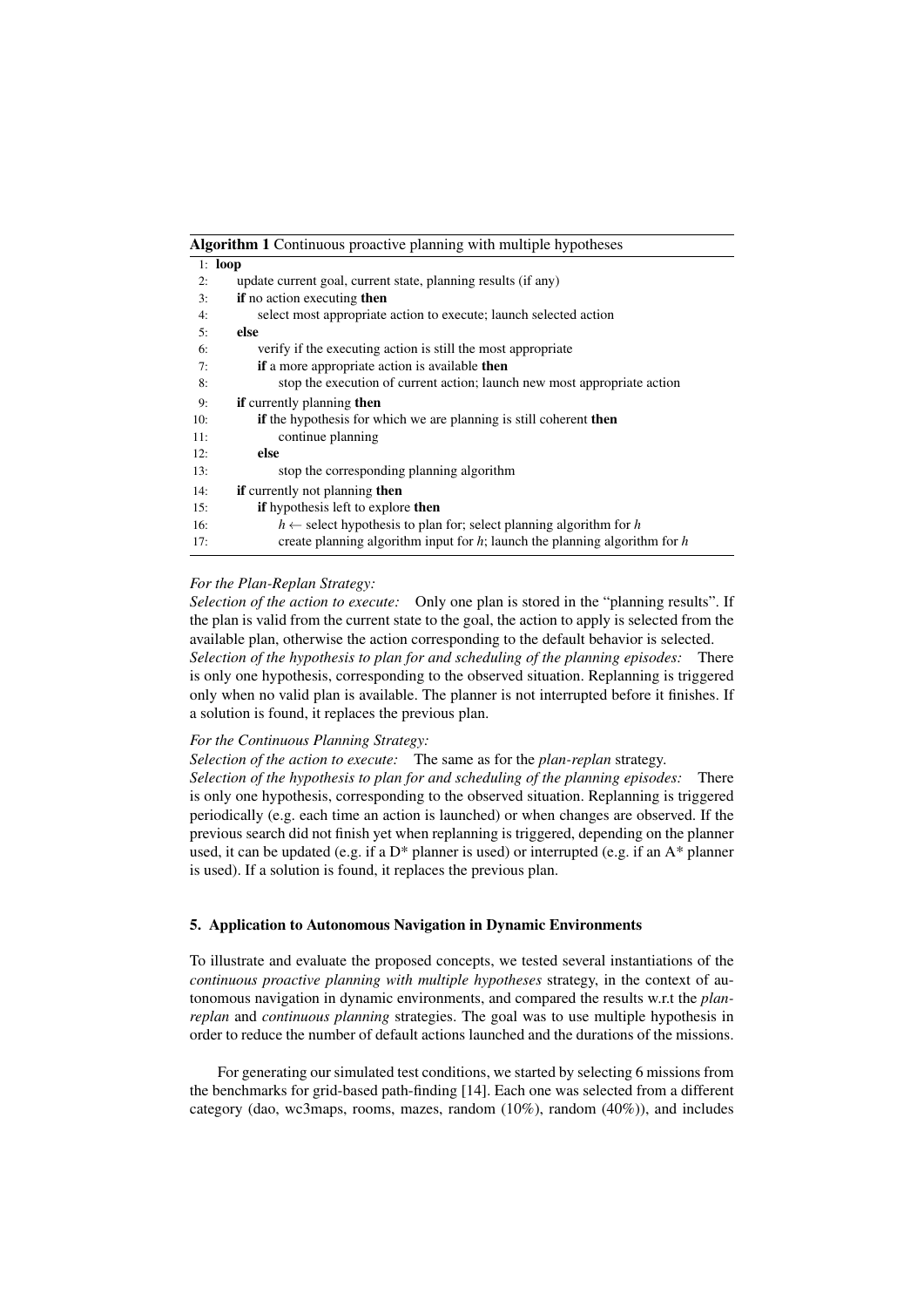**Algorithm 1** Continuous proactive planning with multiple hypotheses

```
1:  loop
2:      update current goal, current state, planning results (if any)
3:      if no action executing then
4:          select most appropriate action to execute; launch selected action
5:      else
6:          verify if the executing action is still the most appropriate
7:          if a more appropriate action is available then
8:              stop the execution of current action; launch new most appropriate action
9:      if currently planning then
10:         if the hypothesis for which we are planning is still coherent then
11:             continue planning
12:         else
13:             stop the corresponding planning algorithm
14:     if currently not planning then
15:         if hypothesis left to explore then
16:             h ← select hypothesis to plan for; select planning algorithm for h
17:             create planning algorithm input for h; launch the planning algorithm for h
```

*For the Plan-Replan Strategy:*
*Selection of the action to execute:* Only one plan is stored in the "planning results". If the plan is valid from the current state to the goal, the action to apply is selected from the available plan, otherwise the action corresponding to the default behavior is selected.
*Selection of the hypothesis to plan for and scheduling of the planning episodes:* There is only one hypothesis, corresponding to the observed situation. Replanning is triggered only when no valid plan is available. The planner is not interrupted before it finishes. If a solution is found, it replaces the previous plan.

*For the Continuous Planning Strategy:*
*Selection of the action to execute:* The same as for the *plan-replan* strategy.
*Selection of the hypothesis to plan for and scheduling of the planning episodes:* There is only one hypothesis, corresponding to the observed situation. Replanning is triggered periodically (e.g. each time an action is launched) or when changes are observed. If the previous search did not finish yet when replanning is triggered, depending on the planner used, it can be updated (e.g. if a D* planner is used) or interrupted (e.g. if an A* planner is used). If a solution is found, it replaces the previous plan.

## 5. Application to Autonomous Navigation in Dynamic Environments

To illustrate and evaluate the proposed concepts, we tested several instantiations of the *continuous proactive planning with multiple hypotheses* strategy, in the context of autonomous navigation in dynamic environments, and compared the results w.r.t the *plan-replan* and *continuous planning* strategies. The goal was to use multiple hypothesis in order to reduce the number of default actions launched and the durations of the missions.

For generating our simulated test conditions, we started by selecting 6 missions from the benchmarks for grid-based path-finding [14]. Each one was selected from a different category (dao, wc3maps, rooms, mazes, random (10%), random (40%)), and includes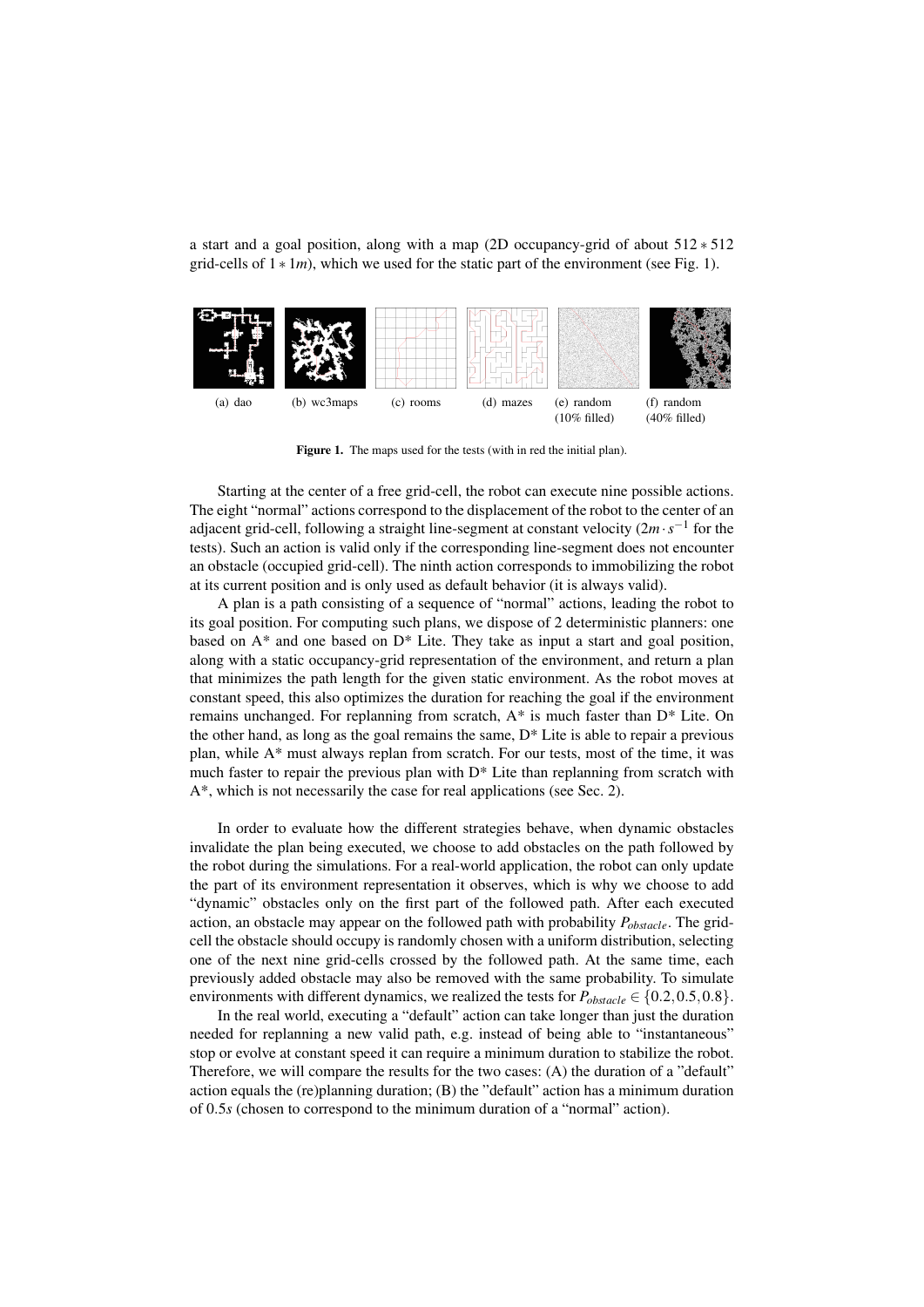a start and a goal position, along with a map (2D occupancy-grid of about $512 * 512$ grid-cells of $1 * 1m$), which we used for the static part of the environment (see Fig. 1).

(a) dao (b) wc3maps (c) rooms (d) mazes (e) random (10% filled) (f) random (40% filled)

**Figure 1.** The maps used for the tests (with in red the initial plan).

Starting at the center of a free grid-cell, the robot can execute nine possible actions. The eight "normal" actions correspond to the displacement of the robot to the center of an adjacent grid-cell, following a straight line-segment at constant velocity ($2m \cdot s^{-1}$ for the tests). Such an action is valid only if the corresponding line-segment does not encounter an obstacle (occupied grid-cell). The ninth action corresponds to immobilizing the robot at its current position and is only used as default behavior (it is always valid).

A plan is a path consisting of a sequence of "normal" actions, leading the robot to its goal position. For computing such plans, we dispose of 2 deterministic planners: one based on A* and one based on D* Lite. They take as input a start and goal position, along with a static occupancy-grid representation of the environment, and return a plan that minimizes the path length for the given static environment. As the robot moves at constant speed, this also optimizes the duration for reaching the goal if the environment remains unchanged. For replanning from scratch, A* is much faster than D* Lite. On the other hand, as long as the goal remains the same, D* Lite is able to repair a previous plan, while A* must always replan from scratch. For our tests, most of the time, it was much faster to repair the previous plan with D* Lite than replanning from scratch with A*, which is not necessarily the case for real applications (see Sec. 2).

In order to evaluate how the different strategies behave, when dynamic obstacles invalidate the plan being executed, we choose to add obstacles on the path followed by the robot during the simulations. For a real-world application, the robot can only update the part of its environment representation it observes, which is why we choose to add "dynamic" obstacles only on the first part of the followed path. After each executed action, an obstacle may appear on the followed path with probability $P_{obstacle}$. The grid-cell the obstacle should occupy is randomly chosen with a uniform distribution, selecting one of the next nine grid-cells crossed by the followed path. At the same time, each previously added obstacle may also be removed with the same probability. To simulate environments with different dynamics, we realized the tests for $P_{obstacle} \in \{0.2, 0.5, 0.8\}$.

In the real world, executing a "default" action can take longer than just the duration needed for replanning a new valid path, e.g. instead of being able to "instantaneous" stop or evolve at constant speed it can require a minimum duration to stabilize the robot. Therefore, we will compare the results for the two cases: (A) the duration of a "default" action equals the (re)planning duration; (B) the "default" action has a minimum duration of $0.5s$ (chosen to correspond to the minimum duration of a "normal" action).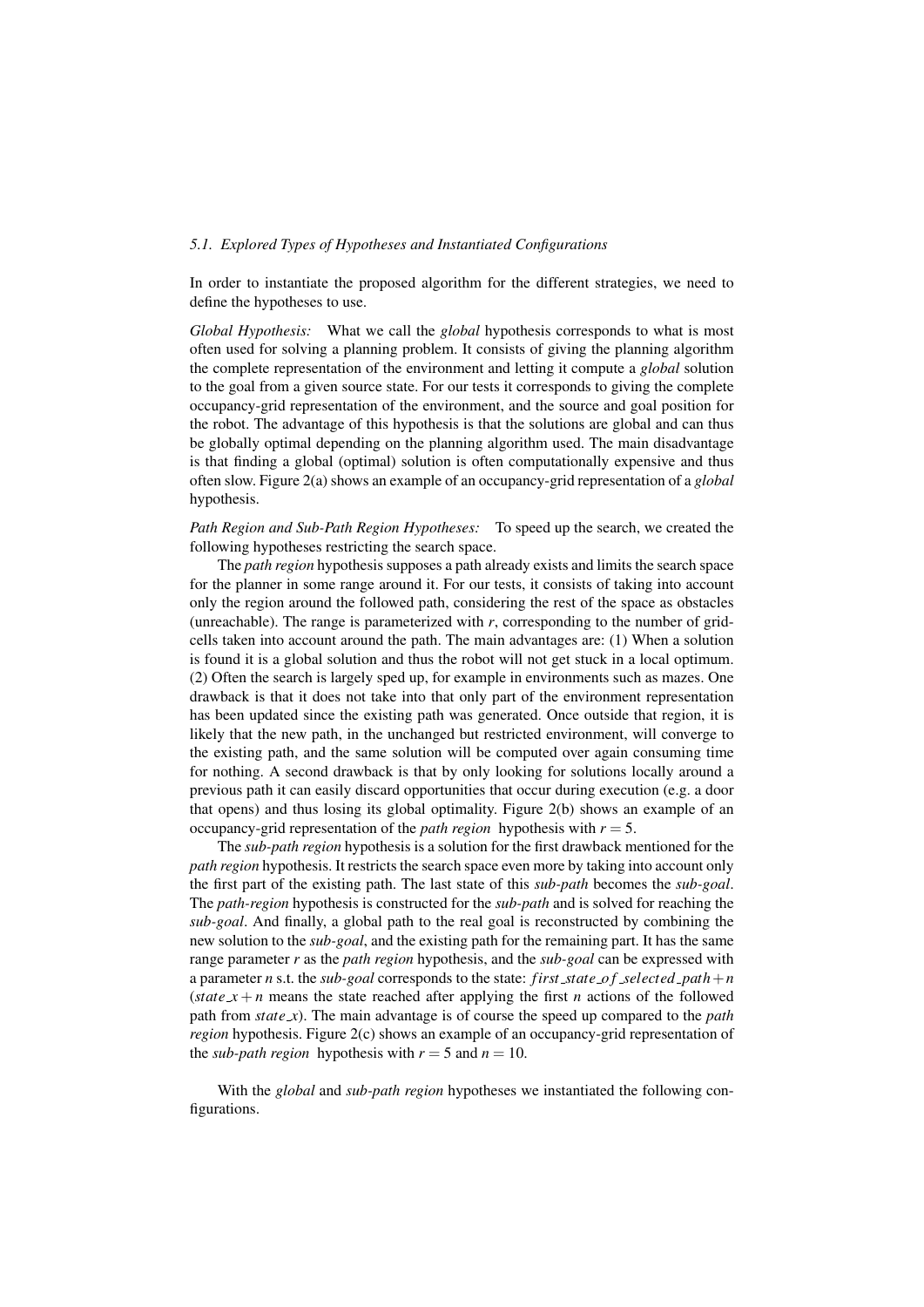### 5.1. Explored Types of Hypotheses and Instantiated Configurations

In order to instantiate the proposed algorithm for the different strategies, we need to define the hypotheses to use.

*Global Hypothesis:* What we call the *global* hypothesis corresponds to what is most often used for solving a planning problem. It consists of giving the planning algorithm the complete representation of the environment and letting it compute a *global* solution to the goal from a given source state. For our tests it corresponds to giving the complete occupancy-grid representation of the environment, and the source and goal position for the robot. The advantage of this hypothesis is that the solutions are global and can thus be globally optimal depending on the planning algorithm used. The main disadvantage is that finding a global (optimal) solution is often computationally expensive and thus often slow. Figure 2(a) shows an example of an occupancy-grid representation of a *global* hypothesis.

*Path Region and Sub-Path Region Hypotheses:* To speed up the search, we created the following hypotheses restricting the search space.

The *path region* hypothesis supposes a path already exists and limits the search space for the planner in some range around it. For our tests, it consists of taking into account only the region around the followed path, considering the rest of the space as obstacles (unreachable). The range is parameterized with $r$, corresponding to the number of grid-cells taken into account around the path. The main advantages are: (1) When a solution is found it is a global solution and thus the robot will not get stuck in a local optimum. (2) Often the search is largely sped up, for example in environments such as mazes. One drawback is that it does not take into that only part of the environment representation has been updated since the existing path was generated. Once outside that region, it is likely that the new path, in the unchanged but restricted environment, will converge to the existing path, and the same solution will be computed over again consuming time for nothing. A second drawback is that by only looking for solutions locally around a previous path it can easily discard opportunities that occur during execution (e.g. a door that opens) and thus losing its global optimality. Figure 2(b) shows an example of an occupancy-grid representation of the *path region* hypothesis with $r = 5$.

The *sub-path region* hypothesis is a solution for the first drawback mentioned for the *path region* hypothesis. It restricts the search space even more by taking into account only the first part of the existing path. The last state of this *sub-path* becomes the *sub-goal*. The *path-region* hypothesis is constructed for the *sub-path* and is solved for reaching the *sub-goal*. And finally, a global path to the real goal is reconstructed by combining the new solution to the *sub-goal*, and the existing path for the remaining part. It has the same range parameter $r$ as the *path region* hypothesis, and the *sub-goal* can be expressed with a parameter $n$ s.t. the *sub-goal* corresponds to the state: $first\_state\_of\_selected\_path + n$ ($state\_x + n$ means the state reached after applying the first $n$ actions of the followed path from $state\_x$). The main advantage is of course the speed up compared to the *path region* hypothesis. Figure 2(c) shows an example of an occupancy-grid representation of the *sub-path region* hypothesis with $r = 5$ and $n = 10$.

With the *global* and *sub-path region* hypotheses we instantiated the following configurations.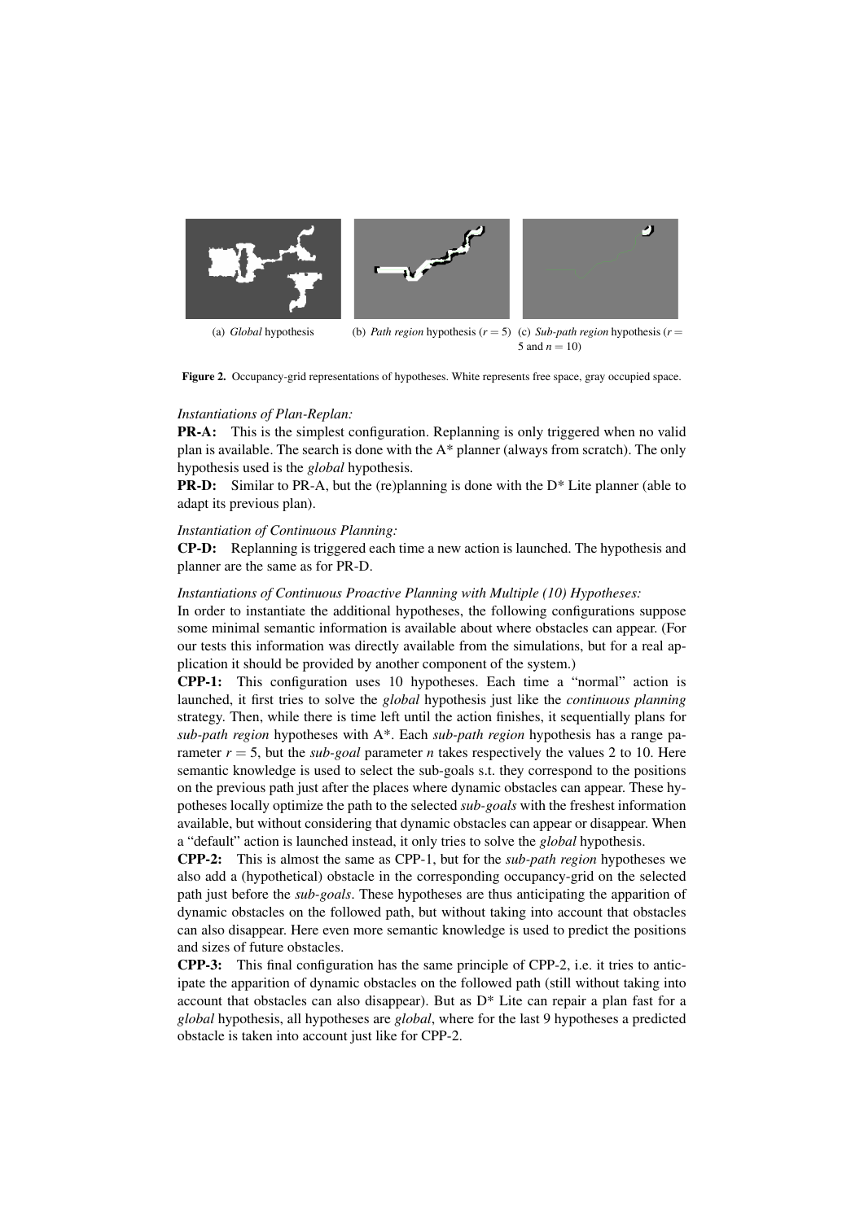(a) *Global* hypothesis (b) *Path region* hypothesis ($r = 5$) (c) *Sub-path region* hypothesis ($r = 5$ and $n = 10$)

**Figure 2.** Occupancy-grid representations of hypotheses. White represents free space, gray occupied space.

*Instantiations of Plan-Replan:*

**PR-A:** This is the simplest configuration. Replanning is only triggered when no valid plan is available. The search is done with the A* planner (always from scratch). The only hypothesis used is the *global* hypothesis.

**PR-D:** Similar to PR-A, but the (re)planning is done with the D* Lite planner (able to adapt its previous plan).

*Instantiation of Continuous Planning:*

**CP-D:** Replanning is triggered each time a new action is launched. The hypothesis and planner are the same as for PR-D.

*Instantiations of Continuous Proactive Planning with Multiple (10) Hypotheses:*

In order to instantiate the additional hypotheses, the following configurations suppose some minimal semantic information is available about where obstacles can appear. (For our tests this information was directly available from the simulations, but for a real application it should be provided by another component of the system.)

**CPP-1:** This configuration uses 10 hypotheses. Each time a "normal" action is launched, it first tries to solve the *global* hypothesis just like the *continuous planning* strategy. Then, while there is time left until the action finishes, it sequentially plans for *sub-path region* hypotheses with A*. Each *sub-path region* hypothesis has a range parameter $r = 5$, but the *sub-goal* parameter $n$ takes respectively the values 2 to 10. Here semantic knowledge is used to select the sub-goals s.t. they correspond to the positions on the previous path just after the places where dynamic obstacles can appear. These hypotheses locally optimize the path to the selected *sub-goals* with the freshest information available, but without considering that dynamic obstacles can appear or disappear. When a "default" action is launched instead, it only tries to solve the *global* hypothesis.

**CPP-2:** This is almost the same as CPP-1, but for the *sub-path region* hypotheses we also add a (hypothetical) obstacle in the corresponding occupancy-grid on the selected path just before the *sub-goals*. These hypotheses are thus anticipating the apparition of dynamic obstacles on the followed path, but without taking into account that obstacles can also disappear. Here even more semantic knowledge is used to predict the positions and sizes of future obstacles.

**CPP-3:** This final configuration has the same principle of CPP-2, i.e. it tries to anticipate the apparition of dynamic obstacles on the followed path (still without taking into account that obstacles can also disappear). But as D* Lite can repair a plan fast for a *global* hypothesis, all hypotheses are *global*, where for the last 9 hypotheses a predicted obstacle is taken into account just like for CPP-2.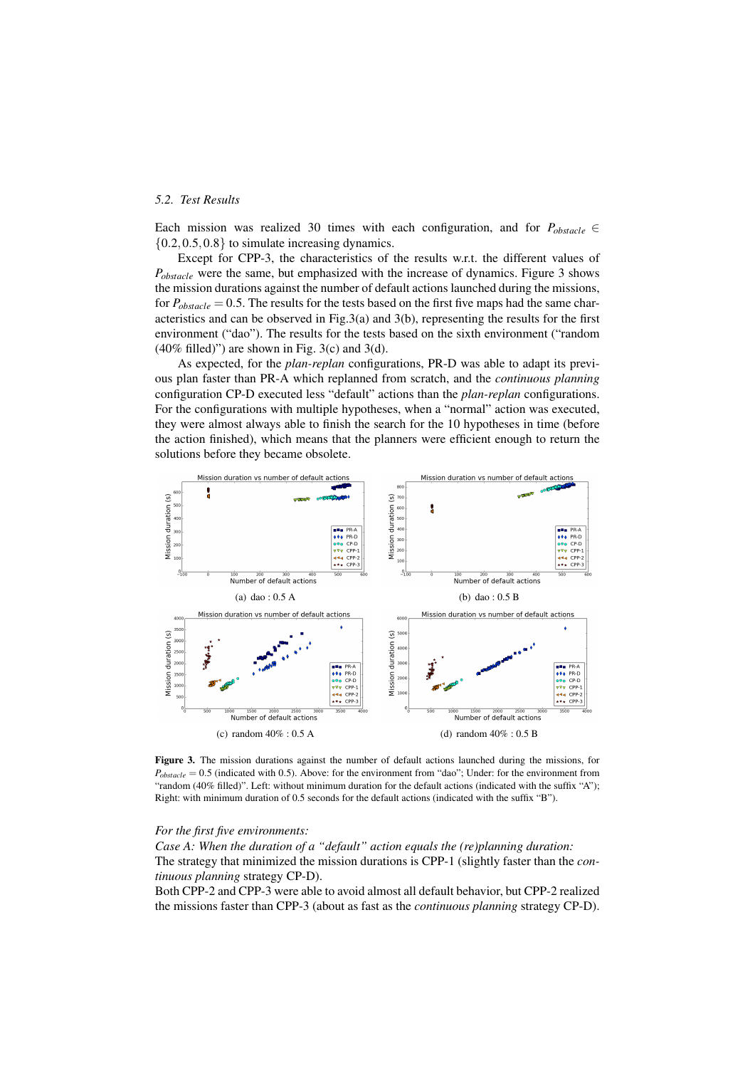### 5.2. Test Results

Each mission was realized 30 times with each configuration, and for $P_{obstacle} \in \{0.2, 0.5, 0.8\}$ to simulate increasing dynamics.

Except for CPP-3, the characteristics of the results w.r.t. the different values of $P_{obstacle}$ were the same, but emphasized with the increase of dynamics. Figure 3 shows the mission durations against the number of default actions launched during the missions, for $P_{obstacle} = 0.5$. The results for the tests based on the first five maps had the same characteristics and can be observed in Fig.3(a) and 3(b), representing the results for the first environment ("dao"). The results for the tests based on the sixth environment ("random (40% filled)") are shown in Fig. 3(c) and 3(d).

As expected, for the *plan-replan* configurations, PR-D was able to adapt its previous plan faster than PR-A which replanned from scratch, and the *continuous planning* configuration CP-D executed less "default" actions than the *plan-replan* configurations. For the configurations with multiple hypotheses, when a "normal" action was executed, they were almost always able to finish the search for the 10 hypotheses in time (before the action finished), which means that the planners were efficient enough to return the solutions before they became obsolete.

(a) dao : 0.5 A

(b) dao : 0.5 B

(c) random 40% : 0.5 A

(d) random 40% : 0.5 B

**Figure 3.** The mission durations against the number of default actions launched during the missions, for $P_{obstacle} = 0.5$ (indicated with 0.5). Above: for the environment from "dao"; Under: for the environment from "random (40% filled)". Left: without minimum duration for the default actions (indicated with the suffix "A"); Right: with minimum duration of 0.5 seconds for the default actions (indicated with the suffix "B").

*For the first five environments:*

*Case A: When the duration of a "default" action equals the (re)planning duration:*

The strategy that minimized the mission durations is CPP-1 (slightly faster than the *continuous planning* strategy CP-D).

Both CPP-2 and CPP-3 were able to avoid almost all default behavior, but CPP-2 realized the missions faster than CPP-3 (about as fast as the *continuous planning* strategy CP-D).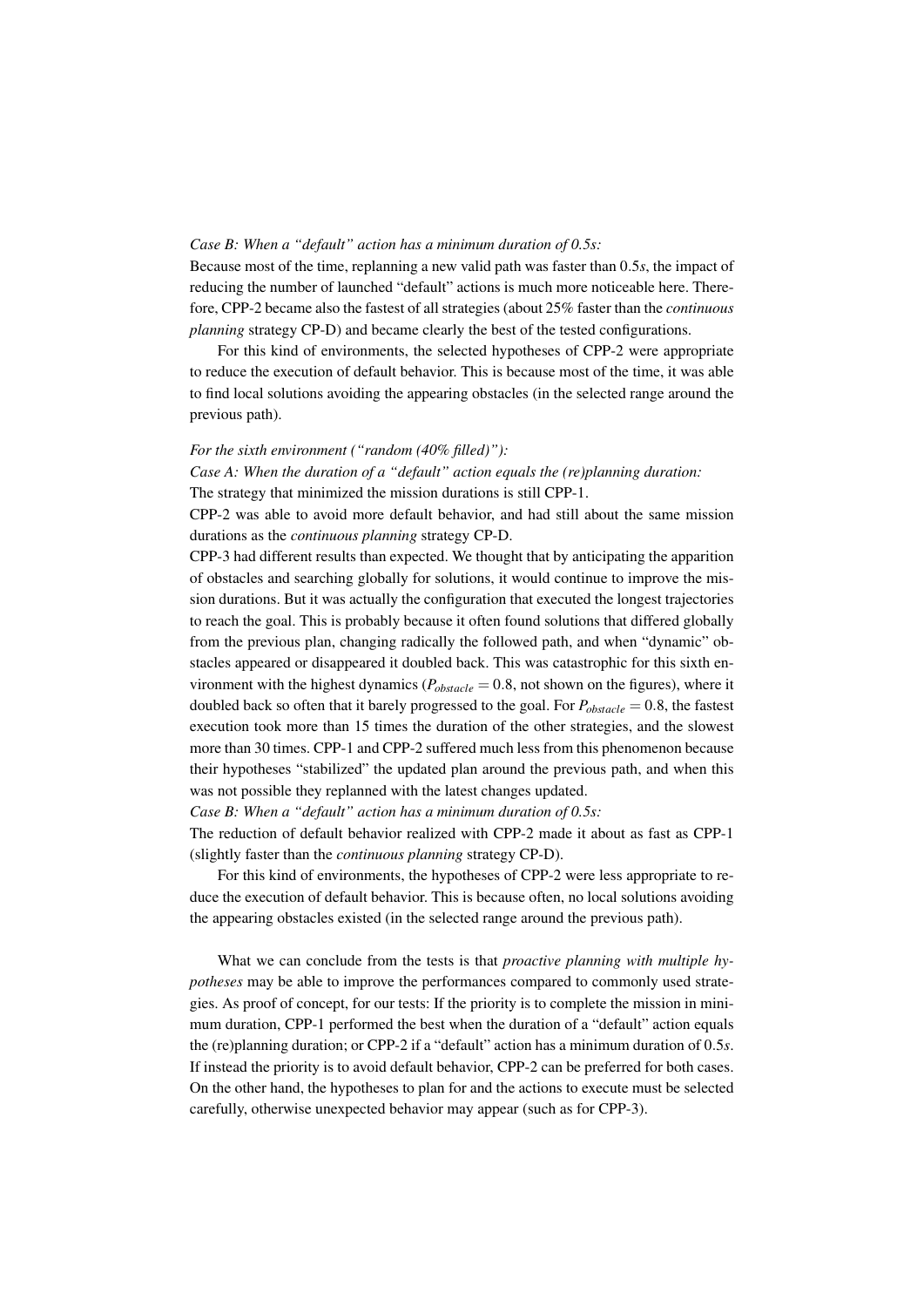*Case B: When a "default" action has a minimum duration of 0.5s:*
Because most of the time, replanning a new valid path was faster than $0.5s$, the impact of reducing the number of launched "default" actions is much more noticeable here. Therefore, CPP-2 became also the fastest of all strategies (about 25% faster than the *continuous planning* strategy CP-D) and became clearly the best of the tested configurations.

For this kind of environments, the selected hypotheses of CPP-2 were appropriate to reduce the execution of default behavior. This is because most of the time, it was able to find local solutions avoiding the appearing obstacles (in the selected range around the previous path).

*For the sixth environment ("random (40% filled)"):*
*Case A: When the duration of a "default" action equals the (re)planning duration:*
The strategy that minimized the mission durations is still CPP-1.
CPP-2 was able to avoid more default behavior, and had still about the same mission durations as the *continuous planning* strategy CP-D.
CPP-3 had different results than expected. We thought that by anticipating the apparition of obstacles and searching globally for solutions, it would continue to improve the mission durations. But it was actually the configuration that executed the longest trajectories to reach the goal. This is probably because it often found solutions that differed globally from the previous plan, changing radically the followed path, and when "dynamic" obstacles appeared or disappeared it doubled back. This was catastrophic for this sixth environment with the highest dynamics ($P_{obstacle} = 0.8$, not shown on the figures), where it doubled back so often that it barely progressed to the goal. For $P_{obstacle} = 0.8$, the fastest execution took more than 15 times the duration of the other strategies, and the slowest more than 30 times. CPP-1 and CPP-2 suffered much less from this phenomenon because their hypotheses "stabilized" the updated plan around the previous path, and when this was not possible they replanned with the latest changes updated.
*Case B: When a "default" action has a minimum duration of 0.5s:*
The reduction of default behavior realized with CPP-2 made it about as fast as CPP-1 (slightly faster than the *continuous planning* strategy CP-D).

For this kind of environments, the hypotheses of CPP-2 were less appropriate to reduce the execution of default behavior. This is because often, no local solutions avoiding the appearing obstacles existed (in the selected range around the previous path).

What we can conclude from the tests is that *proactive planning with multiple hypotheses* may be able to improve the performances compared to commonly used strategies. As proof of concept, for our tests: If the priority is to complete the mission in minimum duration, CPP-1 performed the best when the duration of a "default" action equals the (re)planning duration; or CPP-2 if a "default" action has a minimum duration of $0.5s$. If instead the priority is to avoid default behavior, CPP-2 can be preferred for both cases. On the other hand, the hypotheses to plan for and the actions to execute must be selected carefully, otherwise unexpected behavior may appear (such as for CPP-3).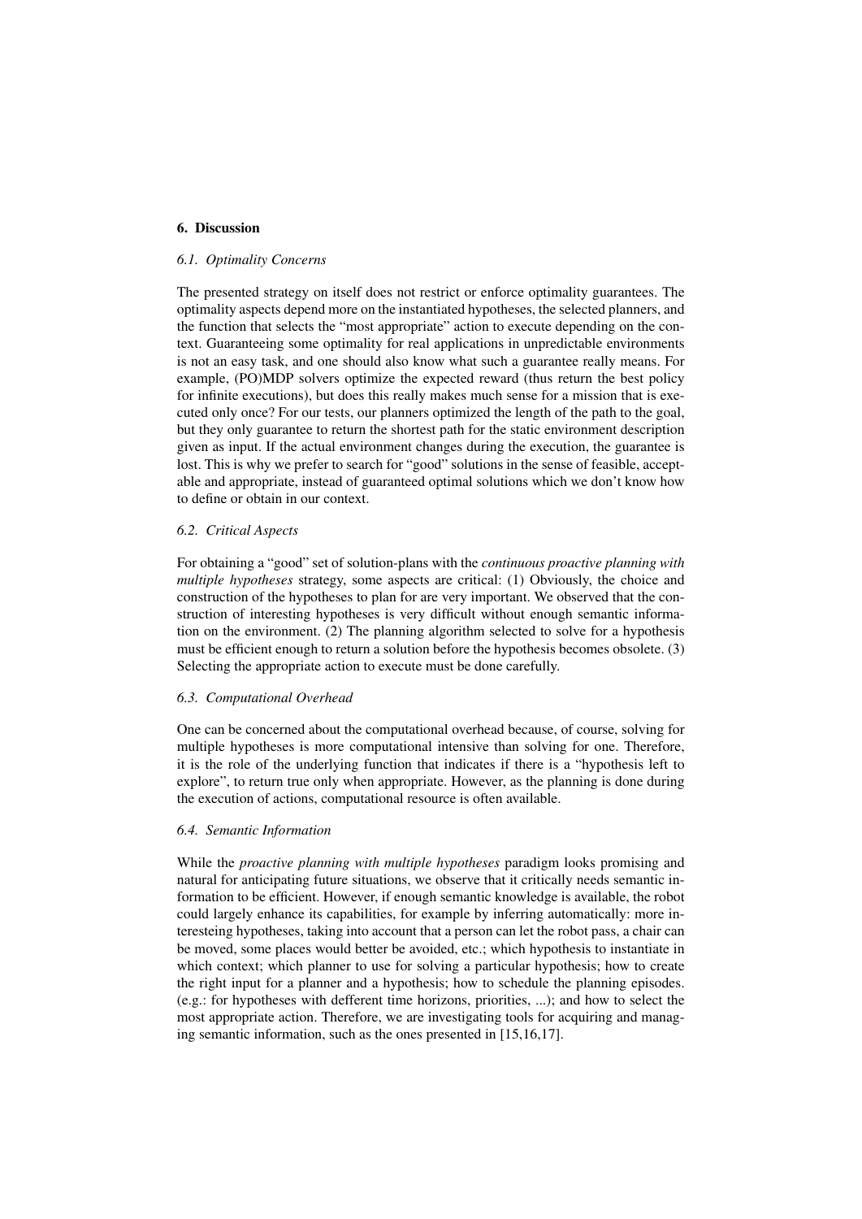## 6. Discussion

### *6.1. Optimality Concerns*

The presented strategy on itself does not restrict or enforce optimality guarantees. The optimality aspects depend more on the instantiated hypotheses, the selected planners, and the function that selects the "most appropriate" action to execute depending on the context. Guaranteeing some optimality for real applications in unpredictable environments is not an easy task, and one should also know what such a guarantee really means. For example, (PO)MDP solvers optimize the expected reward (thus return the best policy for infinite executions), but does this really makes much sense for a mission that is executed only once? For our tests, our planners optimized the length of the path to the goal, but they only guarantee to return the shortest path for the static environment description given as input. If the actual environment changes during the execution, the guarantee is lost. This is why we prefer to search for "good" solutions in the sense of feasible, acceptable and appropriate, instead of guaranteed optimal solutions which we don't know how to define or obtain in our context.

### *6.2. Critical Aspects*

For obtaining a "good" set of solution-plans with the *continuous proactive planning with multiple hypotheses* strategy, some aspects are critical: (1) Obviously, the choice and construction of the hypotheses to plan for are very important. We observed that the construction of interesting hypotheses is very difficult without enough semantic information on the environment. (2) The planning algorithm selected to solve for a hypothesis must be efficient enough to return a solution before the hypothesis becomes obsolete. (3) Selecting the appropriate action to execute must be done carefully.

### *6.3. Computational Overhead*

One can be concerned about the computational overhead because, of course, solving for multiple hypotheses is more computational intensive than solving for one. Therefore, it is the role of the underlying function that indicates if there is a "hypothesis left to explore", to return true only when appropriate. However, as the planning is done during the execution of actions, computational resource is often available.

### *6.4. Semantic Information*

While the *proactive planning with multiple hypotheses* paradigm looks promising and natural for anticipating future situations, we observe that it critically needs semantic information to be efficient. However, if enough semantic knowledge is available, the robot could largely enhance its capabilities, for example by inferring automatically: more interesteing hypotheses, taking into account that a person can let the robot pass, a chair can be moved, some places would better be avoided, etc.; which hypothesis to instantiate in which context; which planner to use for solving a particular hypothesis; how to create the right input for a planner and a hypothesis; how to schedule the planning episodes. (e.g.: for hypotheses with defferent time horizons, priorities, ...); and how to select the most appropriate action. Therefore, we are investigating tools for acquiring and managing semantic information, such as the ones presented in [15,16,17].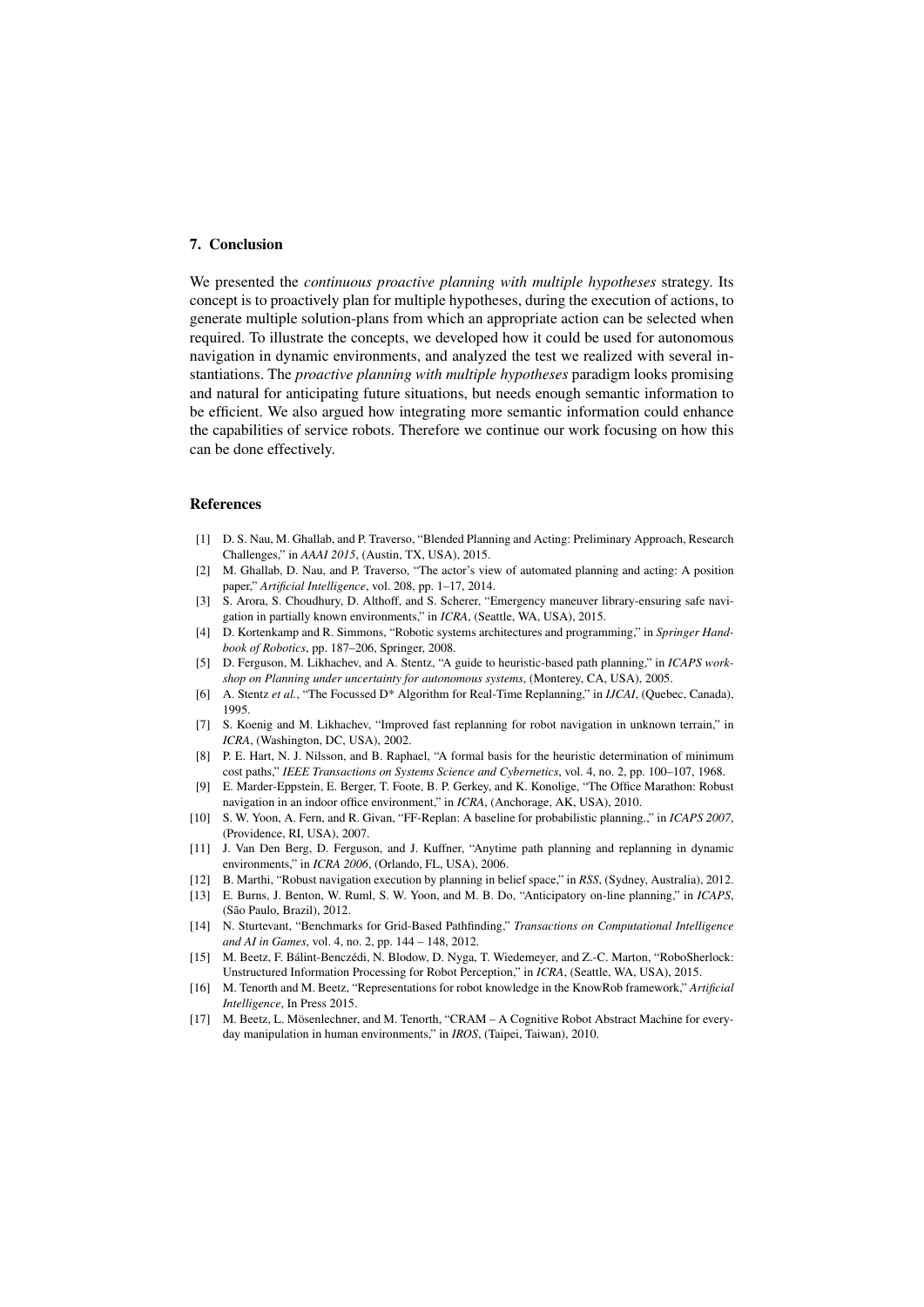## 7. Conclusion

We presented the *continuous proactive planning with multiple hypotheses* strategy. Its concept is to proactively plan for multiple hypotheses, during the execution of actions, to generate multiple solution-plans from which an appropriate action can be selected when required. To illustrate the concepts, we developed how it could be used for autonomous navigation in dynamic environments, and analyzed the test we realized with several instantiations. The *proactive planning with multiple hypotheses* paradigm looks promising and natural for anticipating future situations, but needs enough semantic information to be efficient. We also argued how integrating more semantic information could enhance the capabilities of service robots. Therefore we continue our work focusing on how this can be done effectively.

## References

[1] D. S. Nau, M. Ghallab, and P. Traverso, "Blended Planning and Acting: Preliminary Approach, Research Challenges," in *AAAI 2015*, (Austin, TX, USA), 2015.

[2] M. Ghallab, D. Nau, and P. Traverso, "The actor's view of automated planning and acting: A position paper," *Artificial Intelligence*, vol. 208, pp. 1–17, 2014.

[3] S. Arora, S. Choudhury, D. Althoff, and S. Scherer, "Emergency maneuver library-ensuring safe navigation in partially known environments," in *ICRA*, (Seattle, WA, USA), 2015.

[4] D. Kortenkamp and R. Simmons, "Robotic systems architectures and programming," in *Springer Handbook of Robotics*, pp. 187–206, Springer, 2008.

[5] D. Ferguson, M. Likhachev, and A. Stentz, "A guide to heuristic-based path planning," in *ICAPS workshop on Planning under uncertainty for autonomous systems*, (Monterey, CA, USA), 2005.

[6] A. Stentz *et al.*, "The Focussed D* Algorithm for Real-Time Replanning," in *IJCAI*, (Quebec, Canada), 1995.

[7] S. Koenig and M. Likhachev, "Improved fast replanning for robot navigation in unknown terrain," in *ICRA*, (Washington, DC, USA), 2002.

[8] P. E. Hart, N. J. Nilsson, and B. Raphael, "A formal basis for the heuristic determination of minimum cost paths," *IEEE Transactions on Systems Science and Cybernetics*, vol. 4, no. 2, pp. 100–107, 1968.

[9] E. Marder-Eppstein, E. Berger, T. Foote, B. P. Gerkey, and K. Konolige, "The Office Marathon: Robust navigation in an indoor office environment," in *ICRA*, (Anchorage, AK, USA), 2010.

[10] S. W. Yoon, A. Fern, and R. Givan, "FF-Replan: A baseline for probabilistic planning.," in *ICAPS 2007*, (Providence, RI, USA), 2007.

[11] J. Van Den Berg, D. Ferguson, and J. Kuffner, "Anytime path planning and replanning in dynamic environments," in *ICRA 2006*, (Orlando, FL, USA), 2006.

[12] B. Marthi, "Robust navigation execution by planning in belief space," in *RSS*, (Sydney, Australia), 2012.

[13] E. Burns, J. Benton, W. Ruml, S. W. Yoon, and M. B. Do, "Anticipatory on-line planning," in *ICAPS*, (São Paulo, Brazil), 2012.

[14] N. Sturtevant, "Benchmarks for Grid-Based Pathfinding," *Transactions on Computational Intelligence and AI in Games*, vol. 4, no. 2, pp. 144 – 148, 2012.

[15] M. Beetz, F. Bálint-Benczédi, N. Blodow, D. Nyga, T. Wiedemeyer, and Z.-C. Marton, "RoboSherlock: Unstructured Information Processing for Robot Perception," in *ICRA*, (Seattle, WA, USA), 2015.

[16] M. Tenorth and M. Beetz, "Representations for robot knowledge in the KnowRob framework," *Artificial Intelligence*, In Press 2015.

[17] M. Beetz, L. Mösenlechner, and M. Tenorth, "CRAM – A Cognitive Robot Abstract Machine for everyday manipulation in human environments," in *IROS*, (Taipei, Taiwan), 2010.